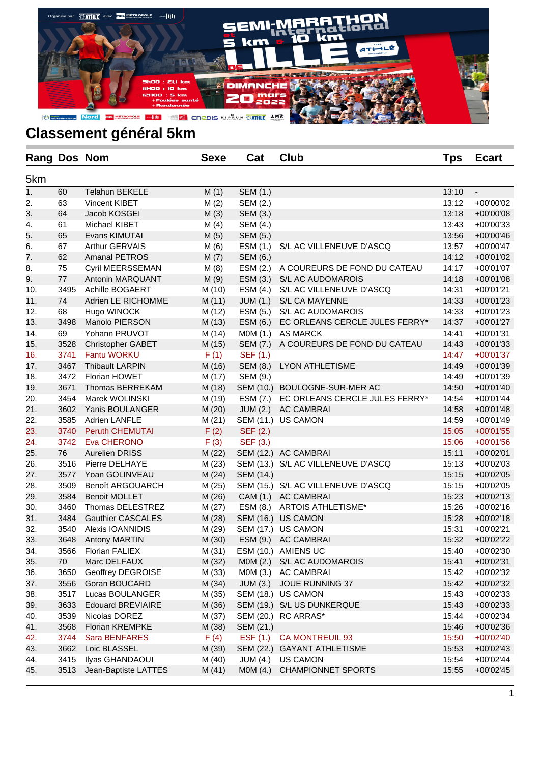## Classement général 5km

| Rang | Dos | Nom | Sexe | Cat | Club | Tps | Ecart |
|---|---|---|---|---|---|---|---|
| **5km** | | | | | | | |
| 1. | 60 | Telahun BEKELE | M (1) | SEM (1.) | | 13:10 | - |
| 2. | 63 | Vincent KIBET | M (2) | SEM (2.) | | 13:12 | +00'00'02 |
| 3. | 64 | Jacob KOSGEI | M (3) | SEM (3.) | | 13:18 | +00'00'08 |
| 4. | 61 | Michael KIBET | M (4) | SEM (4.) | | 13:43 | +00'00'33 |
| 5. | 65 | Evans KIMUTAI | M (5) | SEM (5.) | | 13:56 | +00'00'46 |
| 6. | 67 | Arthur GERVAIS | M (6) | ESM (1.) | S/L AC VILLENEUVE D'ASCQ | 13:57 | +00'00'47 |
| 7. | 62 | Amanal PETROS | M (7) | SEM (6.) | | 14:12 | +00'01'02 |
| 8. | 75 | Cyril MEERSSEMAN | M (8) | ESM (2.) | A COUREURS DE FOND DU CATEAU | 14:17 | +00'01'07 |
| 9. | 77 | Antonin MARQUANT | M (9) | ESM (3.) | S/L AC AUDOMAROIS | 14:18 | +00'01'08 |
| 10. | 3495 | Achille BOGAERT | M (10) | ESM (4.) | S/L AC VILLENEUVE D'ASCQ | 14:31 | +00'01'21 |
| 11. | 74 | Adrien LE RICHOMME | M (11) | JUM (1.) | S/L CA MAYENNE | 14:33 | +00'01'23 |
| 12. | 68 | Hugo WINOCK | M (12) | ESM (5.) | S/L AC AUDOMAROIS | 14:33 | +00'01'23 |
| 13. | 3498 | Manolo PIERSON | M (13) | ESM (6.) | EC ORLEANS CERCLE JULES FERRY* | 14:37 | +00'01'27 |
| 14. | 69 | Yohann PRUVOT | M (14) | M0M (1.) | AS MARCK | 14:41 | +00'01'31 |
| 15. | 3528 | Christopher GABET | M (15) | SEM (7.) | A COUREURS DE FOND DU CATEAU | 14:43 | +00'01'33 |
| 16. | 3741 | Fantu WORKU | F (1) | SEF (1.) | | 14:47 | +00'01'37 |
| 17. | 3467 | Thibault LARPIN | M (16) | SEM (8.) | LYON ATHLETISME | 14:49 | +00'01'39 |
| 18. | 3472 | Florian HOWET | M (17) | SEM (9.) | | 14:49 | +00'01'39 |
| 19. | 3671 | Thomas BERREKAM | M (18) | SEM (10.) | BOULOGNE-SUR-MER AC | 14:50 | +00'01'40 |
| 20. | 3454 | Marek WOLINSKI | M (19) | ESM (7.) | EC ORLEANS CERCLE JULES FERRY* | 14:54 | +00'01'44 |
| 21. | 3602 | Yanis BOULANGER | M (20) | JUM (2.) | AC CAMBRAI | 14:58 | +00'01'48 |
| 22. | 3585 | Adrien LANFLE | M (21) | SEM (11.) | US CAMON | 14:59 | +00'01'49 |
| 23. | 3740 | Peruth CHEMUTAI | F (2) | SEF (2.) | | 15:05 | +00'01'55 |
| 24. | 3742 | Eva CHERONO | F (3) | SEF (3.) | | 15:06 | +00'01'56 |
| 25. | 76 | Aurelien DRISS | M (22) | SEM (12.) | AC CAMBRAI | 15:11 | +00'02'01 |
| 26. | 3516 | Pierre DELHAYE | M (23) | SEM (13.) | S/L AC VILLENEUVE D'ASCQ | 15:13 | +00'02'03 |
| 27. | 3577 | Yoan GOLINVEAU | M (24) | SEM (14.) | | 15:15 | +00'02'05 |
| 28. | 3509 | Benoît ARGOUARCH | M (25) | SEM (15.) | S/L AC VILLENEUVE D'ASCQ | 15:15 | +00'02'05 |
| 29. | 3584 | Benoit MOLLET | M (26) | CAM (1.) | AC CAMBRAI | 15:23 | +00'02'13 |
| 30. | 3460 | Thomas DELESTREZ | M (27) | ESM (8.) | ARTOIS ATHLETISME* | 15:26 | +00'02'16 |
| 31. | 3484 | Gauthier CASCALES | M (28) | SEM (16.) | US CAMON | 15:28 | +00'02'18 |
| 32. | 3540 | Alexis IOANNIDIS | M (29) | SEM (17.) | US CAMON | 15:31 | +00'02'21 |
| 33. | 3648 | Antony MARTIN | M (30) | ESM (9.) | AC CAMBRAI | 15:32 | +00'02'22 |
| 34. | 3566 | Florian FALIEX | M (31) | ESM (10.) | AMIENS UC | 15:40 | +00'02'30 |
| 35. | 70 | Marc DELFAUX | M (32) | M0M (2.) | S/L AC AUDOMAROIS | 15:41 | +00'02'31 |
| 36. | 3650 | Geoffrey DEGROISE | M (33) | M0M (3.) | AC CAMBRAI | 15:42 | +00'02'32 |
| 37. | 3556 | Goran BOUCARD | M (34) | JUM (3.) | JOUE RUNNING 37 | 15:42 | +00'02'32 |
| 38. | 3517 | Lucas BOULANGER | M (35) | SEM (18.) | US CAMON | 15:43 | +00'02'33 |
| 39. | 3633 | Edouard BREVIAIRE | M (36) | SEM (19.) | S/L US DUNKERQUE | 15:43 | +00'02'33 |
| 40. | 3539 | Nicolas DOREZ | M (37) | SEM (20.) | RC ARRAS* | 15:44 | +00'02'34 |
| 41. | 3568 | Florian KREMPKE | M (38) | SEM (21.) | | 15:46 | +00'02'36 |
| 42. | 3744 | Sara BENFARES | F (4) | ESF (1.) | CA MONTREUIL 93 | 15:50 | +00'02'40 |
| 43. | 3662 | Loic BLASSEL | M (39) | SEM (22.) | GAYANT ATHLETISME | 15:53 | +00'02'43 |
| 44. | 3415 | Ilyas GHANDAOUI | M (40) | JUM (4.) | US CAMON | 15:54 | +00'02'44 |
| 45. | 3513 | Jean-Baptiste LATTES | M (41) | M0M (4.) | CHAMPIONNET SPORTS | 15:55 | +00'02'45 |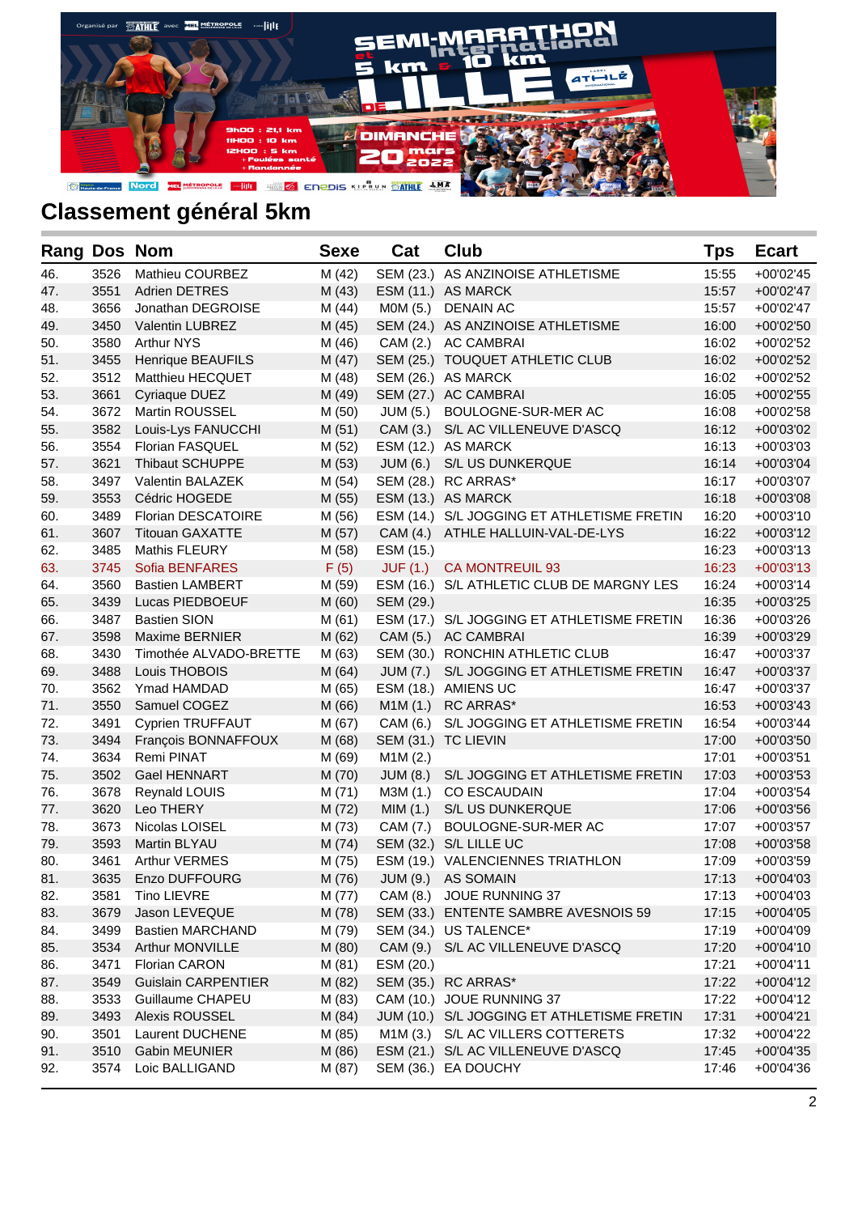## Classement général 5km

| Rang | Dos | Nom | Sexe | Cat | Club | Tps | Ecart |
|---|---|---|---|---|---|---|---|
| 46. | 3526 | Mathieu COURBEZ | M (42) | SEM (23.) | AS ANZINOISE ATHLETISME | 15:55 | +00'02'45 |
| 47. | 3551 | Adrien DETRES | M (43) | ESM (11.) | AS MARCK | 15:57 | +00'02'47 |
| 48. | 3656 | Jonathan DEGROISE | M (44) | M0M (5.) | DENAIN AC | 15:57 | +00'02'47 |
| 49. | 3450 | Valentin LUBREZ | M (45) | SEM (24.) | AS ANZINOISE ATHLETISME | 16:00 | +00'02'50 |
| 50. | 3580 | Arthur NYS | M (46) | CAM (2.) | AC CAMBRAI | 16:02 | +00'02'52 |
| 51. | 3455 | Henrique BEAUFILS | M (47) | SEM (25.) | TOUQUET ATHLETIC CLUB | 16:02 | +00'02'52 |
| 52. | 3512 | Matthieu HECQUET | M (48) | SEM (26.) | AS MARCK | 16:02 | +00'02'52 |
| 53. | 3661 | Cyriaque DUEZ | M (49) | SEM (27.) | AC CAMBRAI | 16:05 | +00'02'55 |
| 54. | 3672 | Martin ROUSSEL | M (50) | JUM (5.) | BOULOGNE-SUR-MER AC | 16:08 | +00'02'58 |
| 55. | 3582 | Louis-Lys FANUCCHI | M (51) | CAM (3.) | S/L AC VILLENEUVE D'ASCQ | 16:12 | +00'03'02 |
| 56. | 3554 | Florian FASQUEL | M (52) | ESM (12.) | AS MARCK | 16:13 | +00'03'03 |
| 57. | 3621 | Thibaut SCHUPPE | M (53) | JUM (6.) | S/L US DUNKERQUE | 16:14 | +00'03'04 |
| 58. | 3497 | Valentin BALAZEK | M (54) | SEM (28.) | RC ARRAS* | 16:17 | +00'03'07 |
| 59. | 3553 | Cédric HOGEDE | M (55) | ESM (13.) | AS MARCK | 16:18 | +00'03'08 |
| 60. | 3489 | Florian DESCATOIRE | M (56) | ESM (14.) | S/L JOGGING ET ATHLETISME FRETIN | 16:20 | +00'03'10 |
| 61. | 3607 | Titouan GAXATTE | M (57) | CAM (4.) | ATHLE HALLUIN-VAL-DE-LYS | 16:22 | +00'03'12 |
| 62. | 3485 | Mathis FLEURY | M (58) | ESM (15.) | | 16:23 | +00'03'13 |
| 63. | 3745 | Sofia BENFARES | F (5) | JUF (1.) | CA MONTREUIL 93 | 16:23 | +00'03'13 |
| 64. | 3560 | Bastien LAMBERT | M (59) | ESM (16.) | S/L ATHLETIC CLUB DE MARGNY LES | 16:24 | +00'03'14 |
| 65. | 3439 | Lucas PIEDBOEUF | M (60) | SEM (29.) | | 16:35 | +00'03'25 |
| 66. | 3487 | Bastien SION | M (61) | ESM (17.) | S/L JOGGING ET ATHLETISME FRETIN | 16:36 | +00'03'26 |
| 67. | 3598 | Maxime BERNIER | M (62) | CAM (5.) | AC CAMBRAI | 16:39 | +00'03'29 |
| 68. | 3430 | Timothée ALVADO-BRETTE | M (63) | SEM (30.) | RONCHIN ATHLETIC CLUB | 16:47 | +00'03'37 |
| 69. | 3488 | Louis THOBOIS | M (64) | JUM (7.) | S/L JOGGING ET ATHLETISME FRETIN | 16:47 | +00'03'37 |
| 70. | 3562 | Ymad HAMDAD | M (65) | ESM (18.) | AMIENS UC | 16:47 | +00'03'37 |
| 71. | 3550 | Samuel COGEZ | M (66) | M1M (1.) | RC ARRAS* | 16:53 | +00'03'43 |
| 72. | 3491 | Cyprien TRUFFAUT | M (67) | CAM (6.) | S/L JOGGING ET ATHLETISME FRETIN | 16:54 | +00'03'44 |
| 73. | 3494 | François BONNAFFOUX | M (68) | SEM (31.) | TC LIEVIN | 17:00 | +00'03'50 |
| 74. | 3634 | Remi PINAT | M (69) | M1M (2.) | | 17:01 | +00'03'51 |
| 75. | 3502 | Gael HENNART | M (70) | JUM (8.) | S/L JOGGING ET ATHLETISME FRETIN | 17:03 | +00'03'53 |
| 76. | 3678 | Reynald LOUIS | M (71) | M3M (1.) | CO ESCAUDAIN | 17:04 | +00'03'54 |
| 77. | 3620 | Leo THERY | M (72) | MIM (1.) | S/L US DUNKERQUE | 17:06 | +00'03'56 |
| 78. | 3673 | Nicolas LOISEL | M (73) | CAM (7.) | BOULOGNE-SUR-MER AC | 17:07 | +00'03'57 |
| 79. | 3593 | Martin BLYAU | M (74) | SEM (32.) | S/L LILLE UC | 17:08 | +00'03'58 |
| 80. | 3461 | Arthur VERMES | M (75) | ESM (19.) | VALENCIENNES TRIATHLON | 17:09 | +00'03'59 |
| 81. | 3635 | Enzo DUFFOURG | M (76) | JUM (9.) | AS SOMAIN | 17:13 | +00'04'03 |
| 82. | 3581 | Tino LIEVRE | M (77) | CAM (8.) | JOUE RUNNING 37 | 17:13 | +00'04'03 |
| 83. | 3679 | Jason LEVEQUE | M (78) | SEM (33.) | ENTENTE SAMBRE AVESNOIS 59 | 17:15 | +00'04'05 |
| 84. | 3499 | Bastien MARCHAND | M (79) | SEM (34.) | US TALENCE* | 17:19 | +00'04'09 |
| 85. | 3534 | Arthur MONVILLE | M (80) | CAM (9.) | S/L AC VILLENEUVE D'ASCQ | 17:20 | +00'04'10 |
| 86. | 3471 | Florian CARON | M (81) | ESM (20.) | | 17:21 | +00'04'11 |
| 87. | 3549 | Guislain CARPENTIER | M (82) | SEM (35.) | RC ARRAS* | 17:22 | +00'04'12 |
| 88. | 3533 | Guillaume CHAPEU | M (83) | CAM (10.) | JOUE RUNNING 37 | 17:22 | +00'04'12 |
| 89. | 3493 | Alexis ROUSSEL | M (84) | JUM (10.) | S/L JOGGING ET ATHLETISME FRETIN | 17:31 | +00'04'21 |
| 90. | 3501 | Laurent DUCHENE | M (85) | M1M (3.) | S/L AC VILLERS COTTERETS | 17:32 | +00'04'22 |
| 91. | 3510 | Gabin MEUNIER | M (86) | ESM (21.) | S/L AC VILLENEUVE D'ASCQ | 17:45 | +00'04'35 |
| 92. | 3574 | Loic BALLIGAND | M (87) | SEM (36.) | EA DOUCHY | 17:46 | +00'04'36 |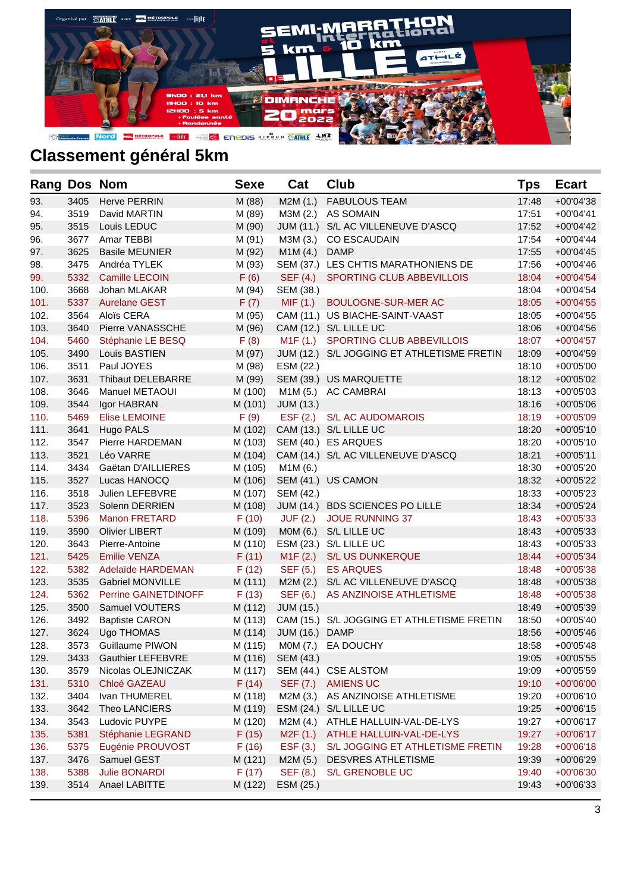## Classement général 5km

| Rang | Dos | Nom | Sexe | Cat | Club | Tps | Ecart |
|---|---|---|---|---|---|---|---|
| 93. | 3405 | Herve PERRIN | M (88) | M2M (1.) | FABULOUS TEAM | 17:48 | +00'04'38 |
| 94. | 3519 | David MARTIN | M (89) | M3M (2.) | AS SOMAIN | 17:51 | +00'04'41 |
| 95. | 3515 | Louis LEDUC | M (90) | JUM (11.) | S/L AC VILLENEUVE D'ASCQ | 17:52 | +00'04'42 |
| 96. | 3677 | Amar TEBBI | M (91) | M3M (3.) | CO ESCAUDAIN | 17:54 | +00'04'44 |
| 97. | 3625 | Basile MEUNIER | M (92) | M1M (4.) | DAMP | 17:55 | +00'04'45 |
| 98. | 3475 | Andréa TYLEK | M (93) | SEM (37.) | LES CH'TIS MARATHONIENS DE | 17:56 | +00'04'46 |
| 99. | 5332 | Camille LECOIN | F (6) | SEF (4.) | SPORTING CLUB ABBEVILLOIS | 18:04 | +00'04'54 |
| 100. | 3668 | Johan MLAKAR | M (94) | SEM (38.) |  | 18:04 | +00'04'54 |
| 101. | 5337 | Aurelane GEST | F (7) | MIF (1.) | BOULOGNE-SUR-MER AC | 18:05 | +00'04'55 |
| 102. | 3564 | Aloïs CERA | M (95) | CAM (11.) | US BIACHE-SAINT-VAAST | 18:05 | +00'04'55 |
| 103. | 3640 | Pierre VANASSCHE | M (96) | CAM (12.) | S/L LILLE UC | 18:06 | +00'04'56 |
| 104. | 5460 | Stéphanie LE BESQ | F (8) | M1F (1.) | SPORTING CLUB ABBEVILLOIS | 18:07 | +00'04'57 |
| 105. | 3490 | Louis BASTIEN | M (97) | JUM (12.) | S/L JOGGING ET ATHLETISME FRETIN | 18:09 | +00'04'59 |
| 106. | 3511 | Paul JOYES | M (98) | ESM (22.) |  | 18:10 | +00'05'00 |
| 107. | 3631 | Thibaut DELEBARRE | M (99) | SEM (39.) | US MARQUETTE | 18:12 | +00'05'02 |
| 108. | 3646 | Manuel METAOUI | M (100) | M1M (5.) | AC CAMBRAI | 18:13 | +00'05'03 |
| 109. | 3544 | Igor HABRAN | M (101) | JUM (13.) |  | 18:16 | +00'05'06 |
| 110. | 5469 | Elise LEMOINE | F (9) | ESF (2.) | S/L AC AUDOMAROIS | 18:19 | +00'05'09 |
| 111. | 3641 | Hugo PALS | M (102) | CAM (13.) | S/L LILLE UC | 18:20 | +00'05'10 |
| 112. | 3547 | Pierre HARDEMAN | M (103) | SEM (40.) | ES ARQUES | 18:20 | +00'05'10 |
| 113. | 3521 | Léo VARRE | M (104) | CAM (14.) | S/L AC VILLENEUVE D'ASCQ | 18:21 | +00'05'11 |
| 114. | 3434 | Gaëtan D'AILLIERES | M (105) | M1M (6.) |  | 18:30 | +00'05'20 |
| 115. | 3527 | Lucas HANOCQ | M (106) | SEM (41.) | US CAMON | 18:32 | +00'05'22 |
| 116. | 3518 | Julien LEFEBVRE | M (107) | SEM (42.) |  | 18:33 | +00'05'23 |
| 117. | 3523 | Solenn DERRIEN | M (108) | JUM (14.) | BDS SCIENCES PO LILLE | 18:34 | +00'05'24 |
| 118. | 5396 | Manon FRETARD | F (10) | JUF (2.) | JOUE RUNNING 37 | 18:43 | +00'05'33 |
| 119. | 3590 | Olivier LIBERT | M (109) | M0M (6.) | S/L LILLE UC | 18:43 | +00'05'33 |
| 120. | 3643 | Pierre-Antoine | M (110) | ESM (23.) | S/L LILLE UC | 18:43 | +00'05'33 |
| 121. | 5425 | Emilie VENZA | F (11) | M1F (2.) | S/L US DUNKERQUE | 18:44 | +00'05'34 |
| 122. | 5382 | Adelaïde HARDEMAN | F (12) | SEF (5.) | ES ARQUES | 18:48 | +00'05'38 |
| 123. | 3535 | Gabriel MONVILLE | M (111) | M2M (2.) | S/L AC VILLENEUVE D'ASCQ | 18:48 | +00'05'38 |
| 124. | 5362 | Perrine GAINETDINOFF | F (13) | SEF (6.) | AS ANZINOISE ATHLETISME | 18:48 | +00'05'38 |
| 125. | 3500 | Samuel VOUTERS | M (112) | JUM (15.) |  | 18:49 | +00'05'39 |
| 126. | 3492 | Baptiste CARON | M (113) | CAM (15.) | S/L JOGGING ET ATHLETISME FRETIN | 18:50 | +00'05'40 |
| 127. | 3624 | Ugo THOMAS | M (114) | JUM (16.) | DAMP | 18:56 | +00'05'46 |
| 128. | 3573 | Guillaume PIWON | M (115) | M0M (7.) | EA DOUCHY | 18:58 | +00'05'48 |
| 129. | 3433 | Gauthier LEFEBVRE | M (116) | SEM (43.) |  | 19:05 | +00'05'55 |
| 130. | 3579 | Nicolas OLEJNICZAK | M (117) | SEM (44.) | CSE ALSTOM | 19:09 | +00'05'59 |
| 131. | 5310 | Chloé GAZEAU | F (14) | SEF (7.) | AMIENS UC | 19:10 | +00'06'00 |
| 132. | 3404 | Ivan THUMEREL | M (118) | M2M (3.) | AS ANZINOISE ATHLETISME | 19:20 | +00'06'10 |
| 133. | 3642 | Theo LANCIERS | M (119) | ESM (24.) | S/L LILLE UC | 19:25 | +00'06'15 |
| 134. | 3543 | Ludovic PUYPE | M (120) | M2M (4.) | ATHLE HALLUIN-VAL-DE-LYS | 19:27 | +00'06'17 |
| 135. | 5381 | Stéphanie LEGRAND | F (15) | M2F (1.) | ATHLE HALLUIN-VAL-DE-LYS | 19:27 | +00'06'17 |
| 136. | 5375 | Eugénie PROUVOST | F (16) | ESF (3.) | S/L JOGGING ET ATHLETISME FRETIN | 19:28 | +00'06'18 |
| 137. | 3476 | Samuel GEST | M (121) | M2M (5.) | DESVRES ATHLETISME | 19:39 | +00'06'29 |
| 138. | 5388 | Julie BONARDI | F (17) | SEF (8.) | S/L GRENOBLE UC | 19:40 | +00'06'30 |
| 139. | 3514 | Anael LABITTE | M (122) | ESM (25.) |  | 19:43 | +00'06'33 |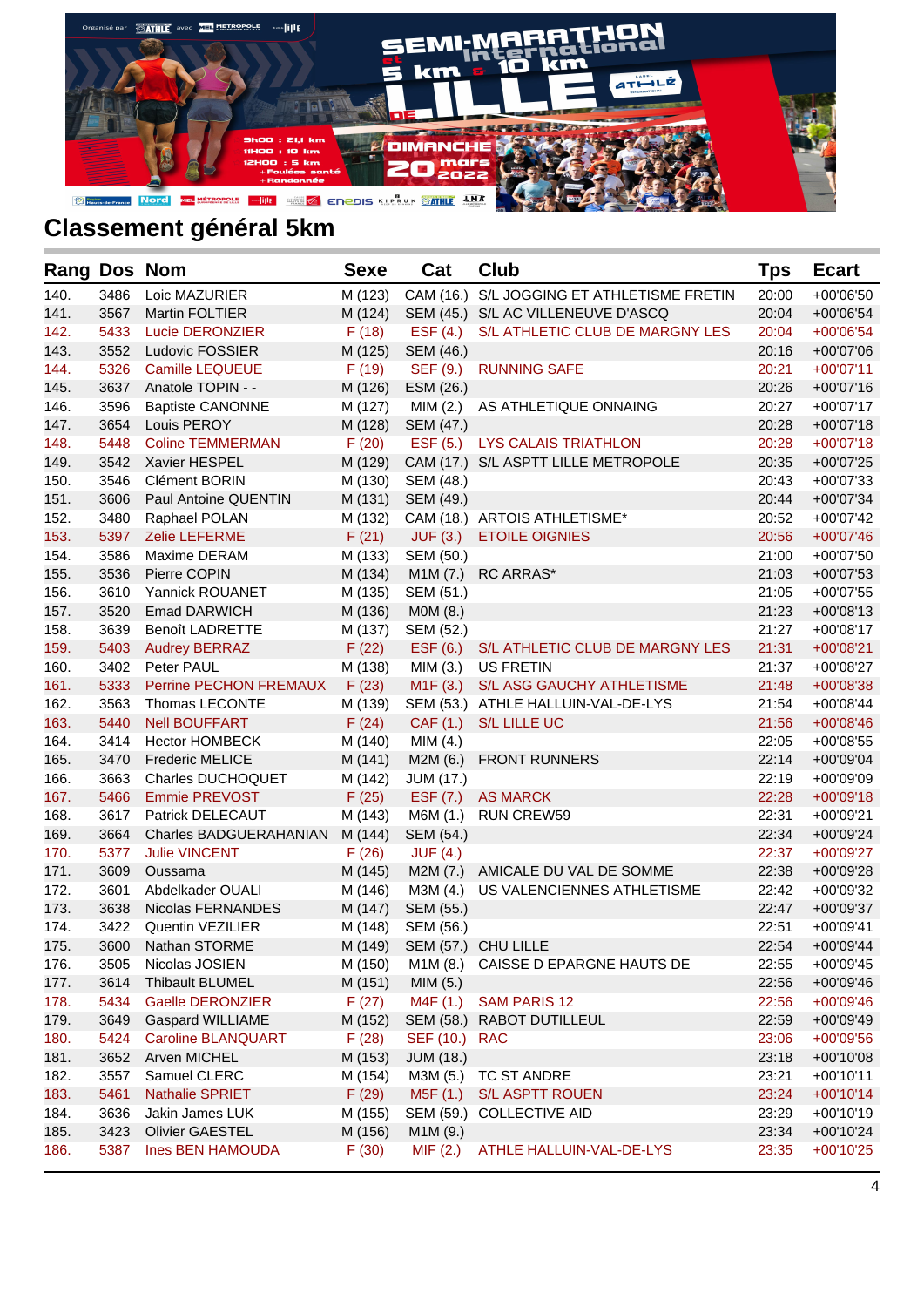## Classement général 5km

| Rang | Dos | Nom | Sexe | Cat | Club | Tps | Ecart |
|---|---|---|---|---|---|---|---|
| 140. | 3486 | Loic MAZURIER | M (123) | CAM (16.) | S/L JOGGING ET ATHLETISME FRETIN | 20:00 | +00'06'50 |
| 141. | 3567 | Martin FOLTIER | M (124) | SEM (45.) | S/L AC VILLENEUVE D'ASCQ | 20:04 | +00'06'54 |
| 142. | 5433 | Lucie DERONZIER | F (18) | ESF (4.) | S/L ATHLETIC CLUB DE MARGNY LES | 20:04 | +00'06'54 |
| 143. | 3552 | Ludovic FOSSIER | M (125) | SEM (46.) | | 20:16 | +00'07'06 |
| 144. | 5326 | Camille LEQUEUE | F (19) | SEF (9.) | RUNNING SAFE | 20:21 | +00'07'11 |
| 145. | 3637 | Anatole TOPIN - - | M (126) | ESM (26.) | | 20:26 | +00'07'16 |
| 146. | 3596 | Baptiste CANONNE | M (127) | MIM (2.) | AS ATHLETIQUE ONNAING | 20:27 | +00'07'17 |
| 147. | 3654 | Louis PEROY | M (128) | SEM (47.) | | 20:28 | +00'07'18 |
| 148. | 5448 | Coline TEMMERMAN | F (20) | ESF (5.) | LYS CALAIS TRIATHLON | 20:28 | +00'07'18 |
| 149. | 3542 | Xavier HESPEL | M (129) | CAM (17.) | S/L ASPTT LILLE METROPOLE | 20:35 | +00'07'25 |
| 150. | 3546 | Clément BORIN | M (130) | SEM (48.) | | 20:43 | +00'07'33 |
| 151. | 3606 | Paul Antoine QUENTIN | M (131) | SEM (49.) | | 20:44 | +00'07'34 |
| 152. | 3480 | Raphael POLAN | M (132) | CAM (18.) | ARTOIS ATHLETISME* | 20:52 | +00'07'42 |
| 153. | 5397 | Zelie LEFERME | F (21) | JUF (3.) | ETOILE OIGNIES | 20:56 | +00'07'46 |
| 154. | 3586 | Maxime DERAM | M (133) | SEM (50.) | | 21:00 | +00'07'50 |
| 155. | 3536 | Pierre COPIN | M (134) | M1M (7.) | RC ARRAS* | 21:03 | +00'07'53 |
| 156. | 3610 | Yannick ROUANET | M (135) | SEM (51.) | | 21:05 | +00'07'55 |
| 157. | 3520 | Emad DARWICH | M (136) | M0M (8.) | | 21:23 | +00'08'13 |
| 158. | 3639 | Benoît LADRETTE | M (137) | SEM (52.) | | 21:27 | +00'08'17 |
| 159. | 5403 | Audrey BERRAZ | F (22) | ESF (6.) | S/L ATHLETIC CLUB DE MARGNY LES | 21:31 | +00'08'21 |
| 160. | 3402 | Peter PAUL | M (138) | MIM (3.) | US FRETIN | 21:37 | +00'08'27 |
| 161. | 5333 | Perrine PECHON FREMAUX | F (23) | M1F (3.) | S/L ASG GAUCHY ATHLETISME | 21:48 | +00'08'38 |
| 162. | 3563 | Thomas LECONTE | M (139) | SEM (53.) | ATHLE HALLUIN-VAL-DE-LYS | 21:54 | +00'08'44 |
| 163. | 5440 | Nell BOUFFART | F (24) | CAF (1.) | S/L LILLE UC | 21:56 | +00'08'46 |
| 164. | 3414 | Hector HOMBECK | M (140) | MIM (4.) | | 22:05 | +00'08'55 |
| 165. | 3470 | Frederic MELICE | M (141) | M2M (6.) | FRONT RUNNERS | 22:14 | +00'09'04 |
| 166. | 3663 | Charles DUCHOQUET | M (142) | JUM (17.) | | 22:19 | +00'09'09 |
| 167. | 5466 | Emmie PREVOST | F (25) | ESF (7.) | AS MARCK | 22:28 | +00'09'18 |
| 168. | 3617 | Patrick DELECAUT | M (143) | M6M (1.) | RUN CREW59 | 22:31 | +00'09'21 |
| 169. | 3664 | Charles BADGUERAHANIAN | M (144) | SEM (54.) | | 22:34 | +00'09'24 |
| 170. | 5377 | Julie VINCENT | F (26) | JUF (4.) | | 22:37 | +00'09'27 |
| 171. | 3609 | Oussama | M (145) | M2M (7.) | AMICALE DU VAL DE SOMME | 22:38 | +00'09'28 |
| 172. | 3601 | Abdelkader OUALI | M (146) | M3M (4.) | US VALENCIENNES ATHLETISME | 22:42 | +00'09'32 |
| 173. | 3638 | Nicolas FERNANDES | M (147) | SEM (55.) | | 22:47 | +00'09'37 |
| 174. | 3422 | Quentin VEZILIER | M (148) | SEM (56.) | | 22:51 | +00'09'41 |
| 175. | 3600 | Nathan STORME | M (149) | SEM (57.) | CHU LILLE | 22:54 | +00'09'44 |
| 176. | 3505 | Nicolas JOSIEN | M (150) | M1M (8.) | CAISSE D EPARGNE HAUTS DE | 22:55 | +00'09'45 |
| 177. | 3614 | Thibault BLUMEL | M (151) | MIM (5.) | | 22:56 | +00'09'46 |
| 178. | 5434 | Gaelle DERONZIER | F (27) | M4F (1.) | SAM PARIS 12 | 22:56 | +00'09'46 |
| 179. | 3649 | Gaspard WILLIAME | M (152) | SEM (58.) | RABOT DUTILLEUL | 22:59 | +00'09'49 |
| 180. | 5424 | Caroline BLANQUART | F (28) | SEF (10.) | RAC | 23:06 | +00'09'56 |
| 181. | 3652 | Arven MICHEL | M (153) | JUM (18.) | | 23:18 | +00'10'08 |
| 182. | 3557 | Samuel CLERC | M (154) | M3M (5.) | TC ST ANDRE | 23:21 | +00'10'11 |
| 183. | 5461 | Nathalie SPRIET | F (29) | M5F (1.) | S/L ASPTT ROUEN | 23:24 | +00'10'14 |
| 184. | 3636 | Jakin James LUK | M (155) | SEM (59.) | COLLECTIVE AID | 23:29 | +00'10'19 |
| 185. | 3423 | Olivier GAESTEL | M (156) | M1M (9.) | | 23:34 | +00'10'24 |
| 186. | 5387 | Ines BEN HAMOUDA | F (30) | MIF (2.) | ATHLE HALLUIN-VAL-DE-LYS | 23:35 | +00'10'25 |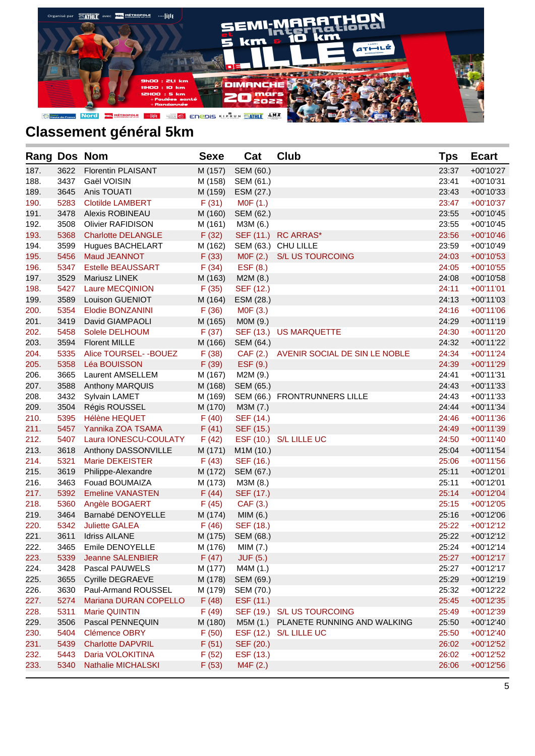## Classement général 5km

| Rang | Dos | Nom | Sexe | Cat | Club | Tps | Ecart |
|---|---|---|---|---|---|---|---|
| 187. | 3622 | Florentin PLAISANT | M (157) | SEM (60.) | | 23:37 | +00'10'27 |
| 188. | 3437 | Gaël VOISIN | M (158) | SEM (61.) | | 23:41 | +00'10'31 |
| 189. | 3645 | Anis TOUATI | M (159) | ESM (27.) | | 23:43 | +00'10'33 |
| 190. | 5283 | Clotilde LAMBERT | F (31) | M0F (1.) | | 23:47 | +00'10'37 |
| 191. | 3478 | Alexis ROBINEAU | M (160) | SEM (62.) | | 23:55 | +00'10'45 |
| 192. | 3508 | Olivier RAFIDISON | M (161) | M3M (6.) | | 23:55 | +00'10'45 |
| 193. | 5368 | Charlotte DELANGLE | F (32) | SEF (11.) | RC ARRAS* | 23:56 | +00'10'46 |
| 194. | 3599 | Hugues BACHELART | M (162) | SEM (63.) | CHU LILLE | 23:59 | +00'10'49 |
| 195. | 5456 | Maud JEANNOT | F (33) | M0F (2.) | S/L US TOURCOING | 24:03 | +00'10'53 |
| 196. | 5347 | Estelle BEAUSSART | F (34) | ESF (8.) | | 24:05 | +00'10'55 |
| 197. | 3529 | Mariusz LINEK | M (163) | M2M (8.) | | 24:08 | +00'10'58 |
| 198. | 5427 | Laure MECQINION | F (35) | SEF (12.) | | 24:11 | +00'11'01 |
| 199. | 3589 | Louison GUENIOT | M (164) | ESM (28.) | | 24:13 | +00'11'03 |
| 200. | 5354 | Elodie BONZANINI | F (36) | M0F (3.) | | 24:16 | +00'11'06 |
| 201. | 3419 | David GIAMPAOLI | M (165) | M0M (9.) | | 24:29 | +00'11'19 |
| 202. | 5458 | Solele DELHOUM | F (37) | SEF (13.) | US MARQUETTE | 24:30 | +00'11'20 |
| 203. | 3594 | Florent MILLE | M (166) | SEM (64.) | | 24:32 | +00'11'22 |
| 204. | 5335 | Alice TOURSEL- -BOUEZ | F (38) | CAF (2.) | AVENIR SOCIAL DE SIN LE NOBLE | 24:34 | +00'11'24 |
| 205. | 5358 | Léa BOUISSON | F (39) | ESF (9.) | | 24:39 | +00'11'29 |
| 206. | 3665 | Laurent AMSELLEM | M (167) | M2M (9.) | | 24:41 | +00'11'31 |
| 207. | 3588 | Anthony MARQUIS | M (168) | SEM (65.) | | 24:43 | +00'11'33 |
| 208. | 3432 | Sylvain LAMET | M (169) | SEM (66.) | FRONTRUNNERS LILLE | 24:43 | +00'11'33 |
| 209. | 3504 | Régis ROUSSEL | M (170) | M3M (7.) | | 24:44 | +00'11'34 |
| 210. | 5395 | Hélène HEQUET | F (40) | SEF (14.) | | 24:46 | +00'11'36 |
| 211. | 5457 | Yannika ZOA TSAMA | F (41) | SEF (15.) | | 24:49 | +00'11'39 |
| 212. | 5407 | Laura IONESCU-COULATY | F (42) | ESF (10.) | S/L LILLE UC | 24:50 | +00'11'40 |
| 213. | 3618 | Anthony DASSONVILLE | M (171) | M1M (10.) | | 25:04 | +00'11'54 |
| 214. | 5321 | Marie DEKEISTER | F (43) | SEF (16.) | | 25:06 | +00'11'56 |
| 215. | 3619 | Philippe-Alexandre | M (172) | SEM (67.) | | 25:11 | +00'12'01 |
| 216. | 3463 | Fouad BOUMAIZA | M (173) | M3M (8.) | | 25:11 | +00'12'01 |
| 217. | 5392 | Emeline VANASTEN | F (44) | SEF (17.) | | 25:14 | +00'12'04 |
| 218. | 5360 | Angèle BOGAERT | F (45) | CAF (3.) | | 25:15 | +00'12'05 |
| 219. | 3464 | Barnabé DENOYELLE | M (174) | MIM (6.) | | 25:16 | +00'12'06 |
| 220. | 5342 | Juliette GALEA | F (46) | SEF (18.) | | 25:22 | +00'12'12 |
| 221. | 3611 | Idriss AILANE | M (175) | SEM (68.) | | 25:22 | +00'12'12 |
| 222. | 3465 | Emile DENOYELLE | M (176) | MIM (7.) | | 25:24 | +00'12'14 |
| 223. | 5339 | Jeanne SALENBIER | F (47) | JUF (5.) | | 25:27 | +00'12'17 |
| 224. | 3428 | Pascal PAUWELS | M (177) | M4M (1.) | | 25:27 | +00'12'17 |
| 225. | 3655 | Cyrille DEGRAEVE | M (178) | SEM (69.) | | 25:29 | +00'12'19 |
| 226. | 3630 | Paul-Armand ROUSSEL | M (179) | SEM (70.) | | 25:32 | +00'12'22 |
| 227. | 5274 | Mariana DURAN COPELLO | F (48) | ESF (11.) | | 25:45 | +00'12'35 |
| 228. | 5311 | Marie QUINTIN | F (49) | SEF (19.) | S/L US TOURCOING | 25:49 | +00'12'39 |
| 229. | 3506 | Pascal PENNEQUIN | M (180) | M5M (1.) | PLANETE RUNNING AND WALKING | 25:50 | +00'12'40 |
| 230. | 5404 | Clémence OBRY | F (50) | ESF (12.) | S/L LILLE UC | 25:50 | +00'12'40 |
| 231. | 5439 | Charlotte DAPVRIL | F (51) | SEF (20.) | | 26:02 | +00'12'52 |
| 232. | 5443 | Daria VOLOKITINA | F (52) | ESF (13.) | | 26:02 | +00'12'52 |
| 233. | 5340 | Nathalie MICHALSKI | F (53) | M4F (2.) | | 26:06 | +00'12'56 |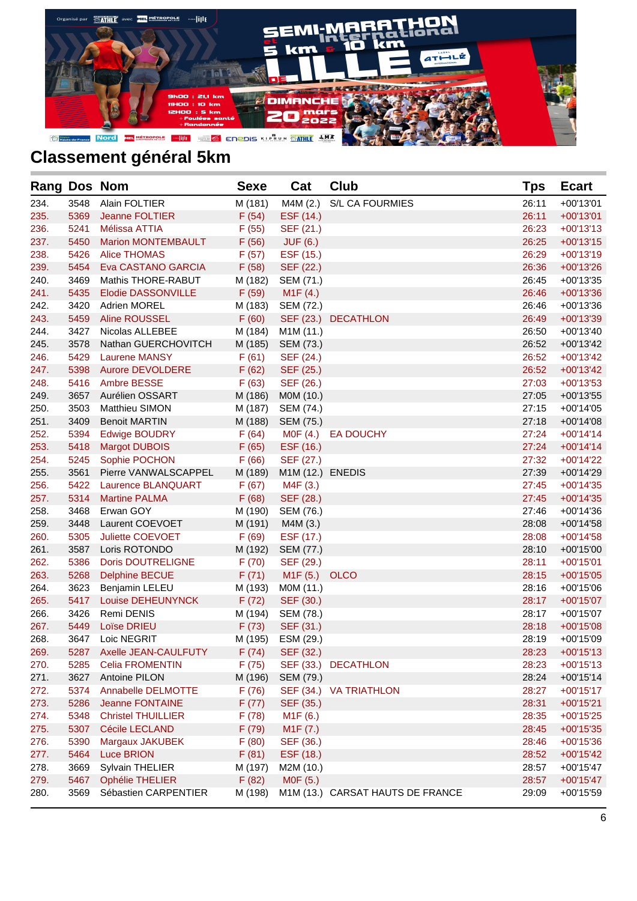## Classement général 5km

| Rang | Dos | Nom | Sexe | Cat | Club | Tps | Ecart |
|---|---|---|---|---|---|---|---|
| 234. | 3548 | Alain FOLTIER | M (181) | M4M (2.) | S/L CA FOURMIES | 26:11 | +00'13'01 |
| 235. | 5369 | Jeanne FOLTIER | F (54) | ESF (14.) | | 26:11 | +00'13'01 |
| 236. | 5241 | Mélissa ATTIA | F (55) | SEF (21.) | | 26:23 | +00'13'13 |
| 237. | 5450 | Marion MONTEMBAULT | F (56) | JUF (6.) | | 26:25 | +00'13'15 |
| 238. | 5426 | Alice THOMAS | F (57) | ESF (15.) | | 26:29 | +00'13'19 |
| 239. | 5454 | Eva CASTANO GARCIA | F (58) | SEF (22.) | | 26:36 | +00'13'26 |
| 240. | 3469 | Mathis THORE-RABUT | M (182) | SEM (71.) | | 26:45 | +00'13'35 |
| 241. | 5435 | Elodie DASSONVILLE | F (59) | M1F (4.) | | 26:46 | +00'13'36 |
| 242. | 3420 | Adrien MOREL | M (183) | SEM (72.) | | 26:46 | +00'13'36 |
| 243. | 5459 | Aline ROUSSEL | F (60) | SEF (23.) | DECATHLON | 26:49 | +00'13'39 |
| 244. | 3427 | Nicolas ALLEBEE | M (184) | M1M (11.) | | 26:50 | +00'13'40 |
| 245. | 3578 | Nathan GUERCHOVITCH | M (185) | SEM (73.) | | 26:52 | +00'13'42 |
| 246. | 5429 | Laurene MANSY | F (61) | SEF (24.) | | 26:52 | +00'13'42 |
| 247. | 5398 | Aurore DEVOLDERE | F (62) | SEF (25.) | | 26:52 | +00'13'42 |
| 248. | 5416 | Ambre BESSE | F (63) | SEF (26.) | | 27:03 | +00'13'53 |
| 249. | 3657 | Aurélien OSSART | M (186) | M0M (10.) | | 27:05 | +00'13'55 |
| 250. | 3503 | Matthieu SIMON | M (187) | SEM (74.) | | 27:15 | +00'14'05 |
| 251. | 3409 | Benoit MARTIN | M (188) | SEM (75.) | | 27:18 | +00'14'08 |
| 252. | 5394 | Edwige BOUDRY | F (64) | M0F (4.) | EA DOUCHY | 27:24 | +00'14'14 |
| 253. | 5418 | Margot DUBOIS | F (65) | ESF (16.) | | 27:24 | +00'14'14 |
| 254. | 5245 | Sophie POCHON | F (66) | SEF (27.) | | 27:32 | +00'14'22 |
| 255. | 3561 | Pierre VANWALSCAPPEL | M (189) | M1M (12.) | ENEDIS | 27:39 | +00'14'29 |
| 256. | 5422 | Laurence BLANQUART | F (67) | M4F (3.) | | 27:45 | +00'14'35 |
| 257. | 5314 | Martine PALMA | F (68) | SEF (28.) | | 27:45 | +00'14'35 |
| 258. | 3468 | Erwan GOY | M (190) | SEM (76.) | | 27:46 | +00'14'36 |
| 259. | 3448 | Laurent COEVOET | M (191) | M4M (3.) | | 28:08 | +00'14'58 |
| 260. | 5305 | Juliette COEVOET | F (69) | ESF (17.) | | 28:08 | +00'14'58 |
| 261. | 3587 | Loris ROTONDO | M (192) | SEM (77.) | | 28:10 | +00'15'00 |
| 262. | 5386 | Doris DOUTRELIGNE | F (70) | SEF (29.) | | 28:11 | +00'15'01 |
| 263. | 5268 | Delphine BECUE | F (71) | M1F (5.) | OLCO | 28:15 | +00'15'05 |
| 264. | 3623 | Benjamin LELEU | M (193) | M0M (11.) | | 28:16 | +00'15'06 |
| 265. | 5417 | Louise DEHEUNYNCK | F (72) | SEF (30.) | | 28:17 | +00'15'07 |
| 266. | 3426 | Remi DENIS | M (194) | SEM (78.) | | 28:17 | +00'15'07 |
| 267. | 5449 | Loïse DRIEU | F (73) | SEF (31.) | | 28:18 | +00'15'08 |
| 268. | 3647 | Loic NEGRIT | M (195) | ESM (29.) | | 28:19 | +00'15'09 |
| 269. | 5287 | Axelle JEAN-CAULFUTY | F (74) | SEF (32.) | | 28:23 | +00'15'13 |
| 270. | 5285 | Celia FROMENTIN | F (75) | SEF (33.) | DECATHLON | 28:23 | +00'15'13 |
| 271. | 3627 | Antoine PILON | M (196) | SEM (79.) | | 28:24 | +00'15'14 |
| 272. | 5374 | Annabelle DELMOTTE | F (76) | SEF (34.) | VA TRIATHLON | 28:27 | +00'15'17 |
| 273. | 5286 | Jeanne FONTAINE | F (77) | SEF (35.) | | 28:31 | +00'15'21 |
| 274. | 5348 | Christel THUILLIER | F (78) | M1F (6.) | | 28:35 | +00'15'25 |
| 275. | 5307 | Cécile LECLAND | F (79) | M1F (7.) | | 28:45 | +00'15'35 |
| 276. | 5390 | Margaux JAKUBEK | F (80) | SEF (36.) | | 28:46 | +00'15'36 |
| 277. | 5464 | Luce BRION | F (81) | ESF (18.) | | 28:52 | +00'15'42 |
| 278. | 3669 | Sylvain THELIER | M (197) | M2M (10.) | | 28:57 | +00'15'47 |
| 279. | 5467 | Ophélie THELIER | F (82) | M0F (5.) | | 28:57 | +00'15'47 |
| 280. | 3569 | Sébastien CARPENTIER | M (198) | M1M (13.) | CARSAT HAUTS DE FRANCE | 29:09 | +00'15'59 |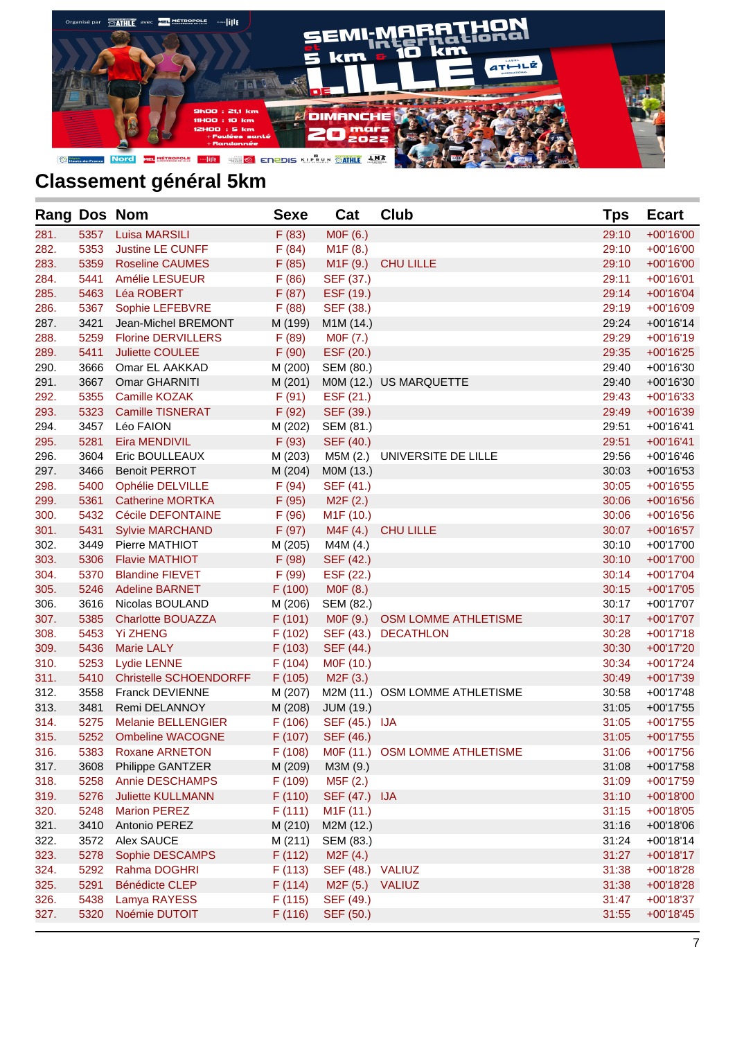## Classement général 5km

| Rang | Dos | Nom | Sexe | Cat | Club | Tps | Ecart |
|---|---|---|---|---|---|---|---|
| 281. | 5357 | Luisa MARSILI | F (83) | M0F (6.) | | 29:10 | +00'16'00 |
| 282. | 5353 | Justine LE CUNFF | F (84) | M1F (8.) | | 29:10 | +00'16'00 |
| 283. | 5359 | Roseline CAUMES | F (85) | M1F (9.) | CHU LILLE | 29:10 | +00'16'00 |
| 284. | 5441 | Amélie LESUEUR | F (86) | SEF (37.) | | 29:11 | +00'16'01 |
| 285. | 5463 | Léa ROBERT | F (87) | ESF (19.) | | 29:14 | +00'16'04 |
| 286. | 5367 | Sophie LEFEBVRE | F (88) | SEF (38.) | | 29:19 | +00'16'09 |
| 287. | 3421 | Jean-Michel BREMONT | M (199) | M1M (14.) | | 29:24 | +00'16'14 |
| 288. | 5259 | Florine DERVILLERS | F (89) | M0F (7.) | | 29:29 | +00'16'19 |
| 289. | 5411 | Juliette COULEE | F (90) | ESF (20.) | | 29:35 | +00'16'25 |
| 290. | 3666 | Omar EL AAKKAD | M (200) | SEM (80.) | | 29:40 | +00'16'30 |
| 291. | 3667 | Omar GHARNITI | M (201) | M0M (12.) | US MARQUETTE | 29:40 | +00'16'30 |
| 292. | 5355 | Camille KOZAK | F (91) | ESF (21.) | | 29:43 | +00'16'33 |
| 293. | 5323 | Camille TISNERAT | F (92) | SEF (39.) | | 29:49 | +00'16'39 |
| 294. | 3457 | Léo FAION | M (202) | SEM (81.) | | 29:51 | +00'16'41 |
| 295. | 5281 | Eira MENDIVIL | F (93) | SEF (40.) | | 29:51 | +00'16'41 |
| 296. | 3604 | Eric BOULLEAUX | M (203) | M5M (2.) | UNIVERSITE DE LILLE | 29:56 | +00'16'46 |
| 297. | 3466 | Benoit PERROT | M (204) | M0M (13.) | | 30:03 | +00'16'53 |
| 298. | 5400 | Ophélie DELVILLE | F (94) | SEF (41.) | | 30:05 | +00'16'55 |
| 299. | 5361 | Catherine MORTKA | F (95) | M2F (2.) | | 30:06 | +00'16'56 |
| 300. | 5432 | Cécile DEFONTAINE | F (96) | M1F (10.) | | 30:06 | +00'16'56 |
| 301. | 5431 | Sylvie MARCHAND | F (97) | M4F (4.) | CHU LILLE | 30:07 | +00'16'57 |
| 302. | 3449 | Pierre MATHIOT | M (205) | M4M (4.) | | 30:10 | +00'17'00 |
| 303. | 5306 | Flavie MATHIOT | F (98) | SEF (42.) | | 30:10 | +00'17'00 |
| 304. | 5370 | Blandine FIEVET | F (99) | ESF (22.) | | 30:14 | +00'17'04 |
| 305. | 5246 | Adeline BARNET | F (100) | M0F (8.) | | 30:15 | +00'17'05 |
| 306. | 3616 | Nicolas BOULAND | M (206) | SEM (82.) | | 30:17 | +00'17'07 |
| 307. | 5385 | Charlotte BOUAZZA | F (101) | M0F (9.) | OSM LOMME ATHLETISME | 30:17 | +00'17'07 |
| 308. | 5453 | Yi ZHENG | F (102) | SEF (43.) | DECATHLON | 30:28 | +00'17'18 |
| 309. | 5436 | Marie LALY | F (103) | SEF (44.) | | 30:30 | +00'17'20 |
| 310. | 5253 | Lydie LENNE | F (104) | M0F (10.) | | 30:34 | +00'17'24 |
| 311. | 5410 | Christelle SCHOENDORFF | F (105) | M2F (3.) | | 30:49 | +00'17'39 |
| 312. | 3558 | Franck DEVIENNE | M (207) | M2M (11.) | OSM LOMME ATHLETISME | 30:58 | +00'17'48 |
| 313. | 3481 | Remi DELANNOY | M (208) | JUM (19.) | | 31:05 | +00'17'55 |
| 314. | 5275 | Melanie BELLENGIER | F (106) | SEF (45.) | IJA | 31:05 | +00'17'55 |
| 315. | 5252 | Ombeline WACOGNE | F (107) | SEF (46.) | | 31:05 | +00'17'55 |
| 316. | 5383 | Roxane ARNETON | F (108) | M0F (11.) | OSM LOMME ATHLETISME | 31:06 | +00'17'56 |
| 317. | 3608 | Philippe GANTZER | M (209) | M3M (9.) | | 31:08 | +00'17'58 |
| 318. | 5258 | Annie DESCHAMPS | F (109) | M5F (2.) | | 31:09 | +00'17'59 |
| 319. | 5276 | Juliette KULLMANN | F (110) | SEF (47.) | IJA | 31:10 | +00'18'00 |
| 320. | 5248 | Marion PEREZ | F (111) | M1F (11.) | | 31:15 | +00'18'05 |
| 321. | 3410 | Antonio PEREZ | M (210) | M2M (12.) | | 31:16 | +00'18'06 |
| 322. | 3572 | Alex SAUCE | M (211) | SEM (83.) | | 31:24 | +00'18'14 |
| 323. | 5278 | Sophie DESCAMPS | F (112) | M2F (4.) | | 31:27 | +00'18'17 |
| 324. | 5292 | Rahma DOGHRI | F (113) | SEF (48.) | VALIUZ | 31:38 | +00'18'28 |
| 325. | 5291 | Bénédicte CLEP | F (114) | M2F (5.) | VALIUZ | 31:38 | +00'18'28 |
| 326. | 5438 | Lamya RAYESS | F (115) | SEF (49.) | | 31:47 | +00'18'37 |
| 327. | 5320 | Noémie DUTOIT | F (116) | SEF (50.) | | 31:55 | +00'18'45 |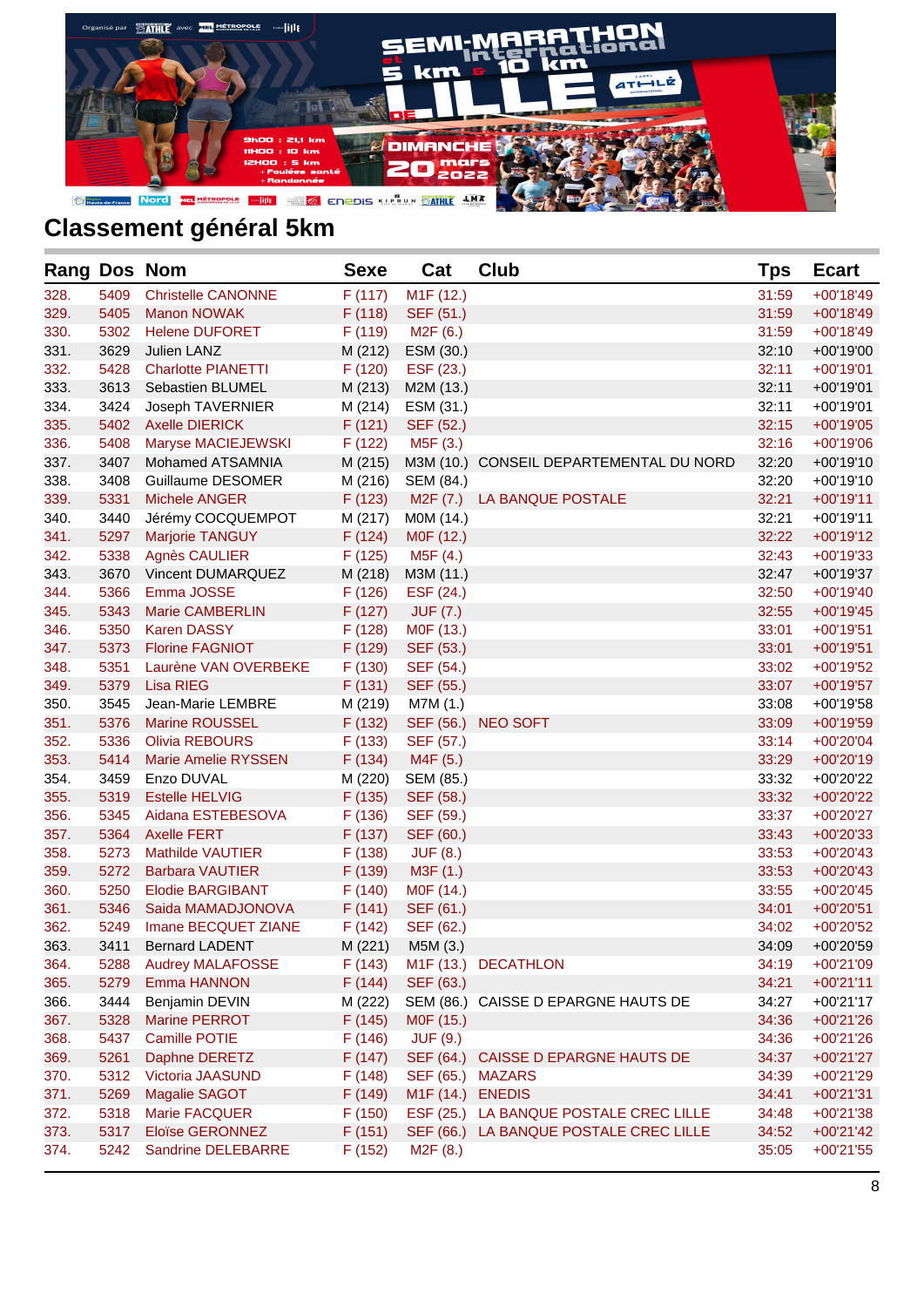## Classement général 5km

| Rang | Dos | Nom | Sexe | Cat | Club | Tps | Ecart |
|---|---|---|---|---|---|---|---|
| 328. | 5409 | Christelle CANONNE | F (117) | M1F (12.) | | 31:59 | +00'18'49 |
| 329. | 5405 | Manon NOWAK | F (118) | SEF (51.) | | 31:59 | +00'18'49 |
| 330. | 5302 | Helene DUFORET | F (119) | M2F (6.) | | 31:59 | +00'18'49 |
| 331. | 3629 | Julien LANZ | M (212) | ESM (30.) | | 32:10 | +00'19'00 |
| 332. | 5428 | Charlotte PIANETTI | F (120) | ESF (23.) | | 32:11 | +00'19'01 |
| 333. | 3613 | Sebastien BLUMEL | M (213) | M2M (13.) | | 32:11 | +00'19'01 |
| 334. | 3424 | Joseph TAVERNIER | M (214) | ESM (31.) | | 32:11 | +00'19'01 |
| 335. | 5402 | Axelle DIERICK | F (121) | SEF (52.) | | 32:15 | +00'19'05 |
| 336. | 5408 | Maryse MACIEJEWSKI | F (122) | M5F (3.) | | 32:16 | +00'19'06 |
| 337. | 3407 | Mohamed ATSAMNIA | M (215) | M3M (10.) | CONSEIL DEPARTEMENTAL DU NORD | 32:20 | +00'19'10 |
| 338. | 3408 | Guillaume DESOMER | M (216) | SEM (84.) | | 32:20 | +00'19'10 |
| 339. | 5331 | Michele ANGER | F (123) | M2F (7.) | LA BANQUE POSTALE | 32:21 | +00'19'11 |
| 340. | 3440 | Jérémy COCQUEMPOT | M (217) | M0M (14.) | | 32:21 | +00'19'11 |
| 341. | 5297 | Marjorie TANGUY | F (124) | M0F (12.) | | 32:22 | +00'19'12 |
| 342. | 5338 | Agnès CAULIER | F (125) | M5F (4.) | | 32:43 | +00'19'33 |
| 343. | 3670 | Vincent DUMARQUEZ | M (218) | M3M (11.) | | 32:47 | +00'19'37 |
| 344. | 5366 | Emma JOSSE | F (126) | ESF (24.) | | 32:50 | +00'19'40 |
| 345. | 5343 | Marie CAMBERLIN | F (127) | JUF (7.) | | 32:55 | +00'19'45 |
| 346. | 5350 | Karen DASSY | F (128) | M0F (13.) | | 33:01 | +00'19'51 |
| 347. | 5373 | Florine FAGNIOT | F (129) | SEF (53.) | | 33:01 | +00'19'51 |
| 348. | 5351 | Laurène VAN OVERBEKE | F (130) | SEF (54.) | | 33:02 | +00'19'52 |
| 349. | 5379 | Lisa RIEG | F (131) | SEF (55.) | | 33:07 | +00'19'57 |
| 350. | 3545 | Jean-Marie LEMBRE | M (219) | M7M (1.) | | 33:08 | +00'19'58 |
| 351. | 5376 | Marine ROUSSEL | F (132) | SEF (56.) | NEO SOFT | 33:09 | +00'19'59 |
| 352. | 5336 | Olivia REBOURS | F (133) | SEF (57.) | | 33:14 | +00'20'04 |
| 353. | 5414 | Marie Amelie RYSSEN | F (134) | M4F (5.) | | 33:29 | +00'20'19 |
| 354. | 3459 | Enzo DUVAL | M (220) | SEM (85.) | | 33:32 | +00'20'22 |
| 355. | 5319 | Estelle HELVIG | F (135) | SEF (58.) | | 33:32 | +00'20'22 |
| 356. | 5345 | Aidana ESTEBESOVA | F (136) | SEF (59.) | | 33:37 | +00'20'27 |
| 357. | 5364 | Axelle FERT | F (137) | SEF (60.) | | 33:43 | +00'20'33 |
| 358. | 5273 | Mathilde VAUTIER | F (138) | JUF (8.) | | 33:53 | +00'20'43 |
| 359. | 5272 | Barbara VAUTIER | F (139) | M3F (1.) | | 33:53 | +00'20'43 |
| 360. | 5250 | Elodie BARGIBANT | F (140) | M0F (14.) | | 33:55 | +00'20'45 |
| 361. | 5346 | Saida MAMADJONOVA | F (141) | SEF (61.) | | 34:01 | +00'20'51 |
| 362. | 5249 | Imane BECQUET ZIANE | F (142) | SEF (62.) | | 34:02 | +00'20'52 |
| 363. | 3411 | Bernard LADENT | M (221) | M5M (3.) | | 34:09 | +00'20'59 |
| 364. | 5288 | Audrey MALAFOSSE | F (143) | M1F (13.) | DECATHLON | 34:19 | +00'21'09 |
| 365. | 5279 | Emma HANNON | F (144) | SEF (63.) | | 34:21 | +00'21'11 |
| 366. | 3444 | Benjamin DEVIN | M (222) | SEM (86.) | CAISSE D EPARGNE HAUTS DE | 34:27 | +00'21'17 |
| 367. | 5328 | Marine PERROT | F (145) | M0F (15.) | | 34:36 | +00'21'26 |
| 368. | 5437 | Camille POTIE | F (146) | JUF (9.) | | 34:36 | +00'21'26 |
| 369. | 5261 | Daphne DERETZ | F (147) | SEF (64.) | CAISSE D EPARGNE HAUTS DE | 34:37 | +00'21'27 |
| 370. | 5312 | Victoria JAASUND | F (148) | SEF (65.) | MAZARS | 34:39 | +00'21'29 |
| 371. | 5269 | Magalie SAGOT | F (149) | M1F (14.) | ENEDIS | 34:41 | +00'21'31 |
| 372. | 5318 | Marie FACQUER | F (150) | ESF (25.) | LA BANQUE POSTALE CREC LILLE | 34:48 | +00'21'38 |
| 373. | 5317 | Eloïse GERONNEZ | F (151) | SEF (66.) | LA BANQUE POSTALE CREC LILLE | 34:52 | +00'21'42 |
| 374. | 5242 | Sandrine DELEBARRE | F (152) | M2F (8.) | | 35:05 | +00'21'55 |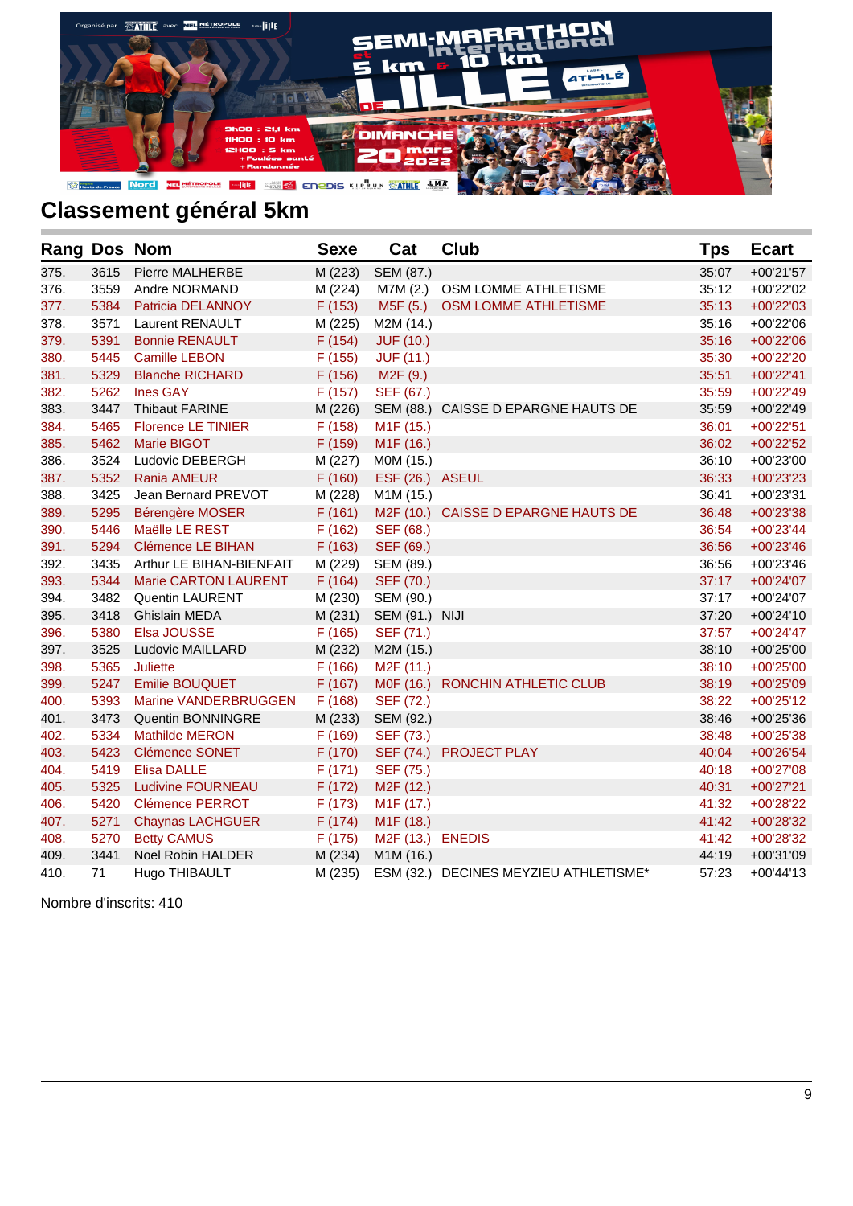## Classement général 5km

| Rang | Dos | Nom | Sexe | Cat | Club | Tps | Ecart |
|---|---|---|---|---|---|---|---|
| 375. | 3615 | Pierre MALHERBE | M (223) | SEM (87.) | | 35:07 | +00'21'57 |
| 376. | 3559 | Andre NORMAND | M (224) | M7M (2.) | OSM LOMME ATHLETISME | 35:12 | +00'22'02 |
| 377. | 5384 | Patricia DELANNOY | F (153) | M5F (5.) | OSM LOMME ATHLETISME | 35:13 | +00'22'03 |
| 378. | 3571 | Laurent RENAULT | M (225) | M2M (14.) | | 35:16 | +00'22'06 |
| 379. | 5391 | Bonnie RENAULT | F (154) | JUF (10.) | | 35:16 | +00'22'06 |
| 380. | 5445 | Camille LEBON | F (155) | JUF (11.) | | 35:30 | +00'22'20 |
| 381. | 5329 | Blanche RICHARD | F (156) | M2F (9.) | | 35:51 | +00'22'41 |
| 382. | 5262 | Ines GAY | F (157) | SEF (67.) | | 35:59 | +00'22'49 |
| 383. | 3447 | Thibaut FARINE | M (226) | SEM (88.) | CAISSE D EPARGNE HAUTS DE | 35:59 | +00'22'49 |
| 384. | 5465 | Florence LE TINIER | F (158) | M1F (15.) | | 36:01 | +00'22'51 |
| 385. | 5462 | Marie BIGOT | F (159) | M1F (16.) | | 36:02 | +00'22'52 |
| 386. | 3524 | Ludovic DEBERGH | M (227) | M0M (15.) | | 36:10 | +00'23'00 |
| 387. | 5352 | Rania AMEUR | F (160) | ESF (26.) | ASEUL | 36:33 | +00'23'23 |
| 388. | 3425 | Jean Bernard PREVOT | M (228) | M1M (15.) | | 36:41 | +00'23'31 |
| 389. | 5295 | Bérengère MOSER | F (161) | M2F (10.) | CAISSE D EPARGNE HAUTS DE | 36:48 | +00'23'38 |
| 390. | 5446 | Maëlle LE REST | F (162) | SEF (68.) | | 36:54 | +00'23'44 |
| 391. | 5294 | Clémence LE BIHAN | F (163) | SEF (69.) | | 36:56 | +00'23'46 |
| 392. | 3435 | Arthur LE BIHAN-BIENFAIT | M (229) | SEM (89.) | | 36:56 | +00'23'46 |
| 393. | 5344 | Marie CARTON LAURENT | F (164) | SEF (70.) | | 37:17 | +00'24'07 |
| 394. | 3482 | Quentin LAURENT | M (230) | SEM (90.) | | 37:17 | +00'24'07 |
| 395. | 3418 | Ghislain MEDA | M (231) | SEM (91.) | NIJI | 37:20 | +00'24'10 |
| 396. | 5380 | Elsa JOUSSE | F (165) | SEF (71.) | | 37:57 | +00'24'47 |
| 397. | 3525 | Ludovic MAILLARD | M (232) | M2M (15.) | | 38:10 | +00'25'00 |
| 398. | 5365 | Juliette | F (166) | M2F (11.) | | 38:10 | +00'25'00 |
| 399. | 5247 | Emilie BOUQUET | F (167) | M0F (16.) | RONCHIN ATHLETIC CLUB | 38:19 | +00'25'09 |
| 400. | 5393 | Marine VANDERBRUGGEN | F (168) | SEF (72.) | | 38:22 | +00'25'12 |
| 401. | 3473 | Quentin BONNINGRE | M (233) | SEM (92.) | | 38:46 | +00'25'36 |
| 402. | 5334 | Mathilde MERON | F (169) | SEF (73.) | | 38:48 | +00'25'38 |
| 403. | 5423 | Clémence SONET | F (170) | SEF (74.) | PROJECT PLAY | 40:04 | +00'26'54 |
| 404. | 5419 | Elisa DALLE | F (171) | SEF (75.) | | 40:18 | +00'27'08 |
| 405. | 5325 | Ludivine FOURNEAU | F (172) | M2F (12.) | | 40:31 | +00'27'21 |
| 406. | 5420 | Clémence PERROT | F (173) | M1F (17.) | | 41:32 | +00'28'22 |
| 407. | 5271 | Chaynas LACHGUER | F (174) | M1F (18.) | | 41:42 | +00'28'32 |
| 408. | 5270 | Betty CAMUS | F (175) | M2F (13.) | ENEDIS | 41:42 | +00'28'32 |
| 409. | 3441 | Noel Robin HALDER | M (234) | M1M (16.) | | 44:19 | +00'31'09 |
| 410. | 71 | Hugo THIBAULT | M (235) | ESM (32.) | DECINES MEYZIEU ATHLETISME* | 57:23 | +00'44'13 |

Nombre d'inscrits: 410